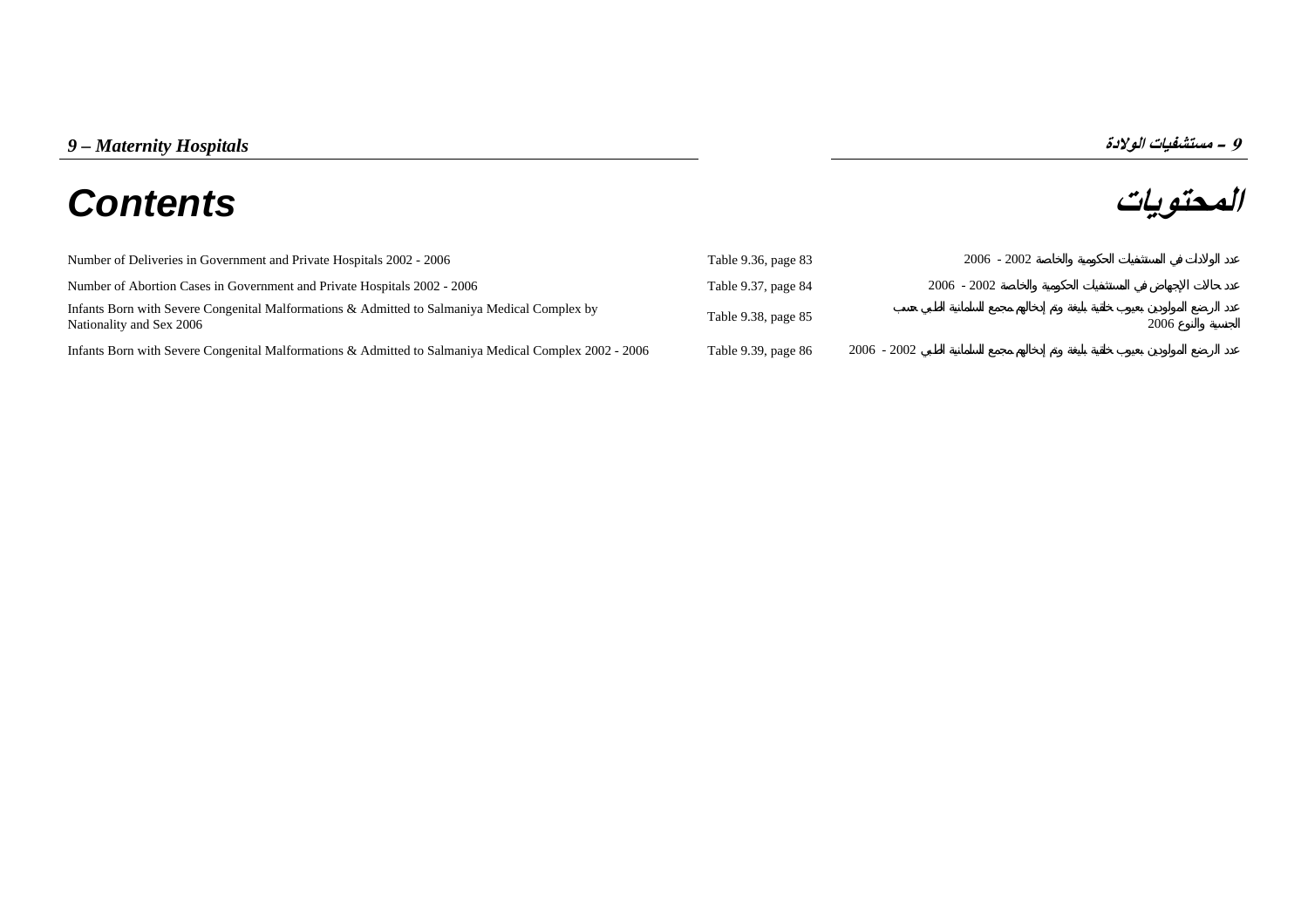# 9 – Maternity Hospitals

# 9 - مستشفيات الولادة

## Contents

## المحتويات

| | | |
|---|---|---|
| Number of Deliveries in Government and Private Hospitals 2002 - 2006 | Table 9.36, page 83 | عدد الولادات في المستشفيات الحكومية والخاصة 2002 - 2006 |
| Number of Abortion Cases in Government and Private Hospitals 2002 - 2006 | Table 9.37, page 84 | عدد حالات الإجهاض في المستشفيات الحكومية والخاصة 2002 - 2006 |
| Infants Born with Severe Congenital Malformations & Admitted to Salmaniya Medical Complex by Nationality and Sex 2006 | Table 9.38, page 85 | عدد الرضع المولودين بعيوب خلقية بليغة وتم إدخالهم مجمع السلمانية الطبي حسب الجنسية والنوع 2006 |
| Infants Born with Severe Congenital Malformations & Admitted to Salmaniya Medical Complex 2002 - 2006 | Table 9.39, page 86 | عدد الرضع المولودين بعيوب خلقية بليغة وتم إدخالهم مجمع السلمانية الطبي 2002 - 2006 |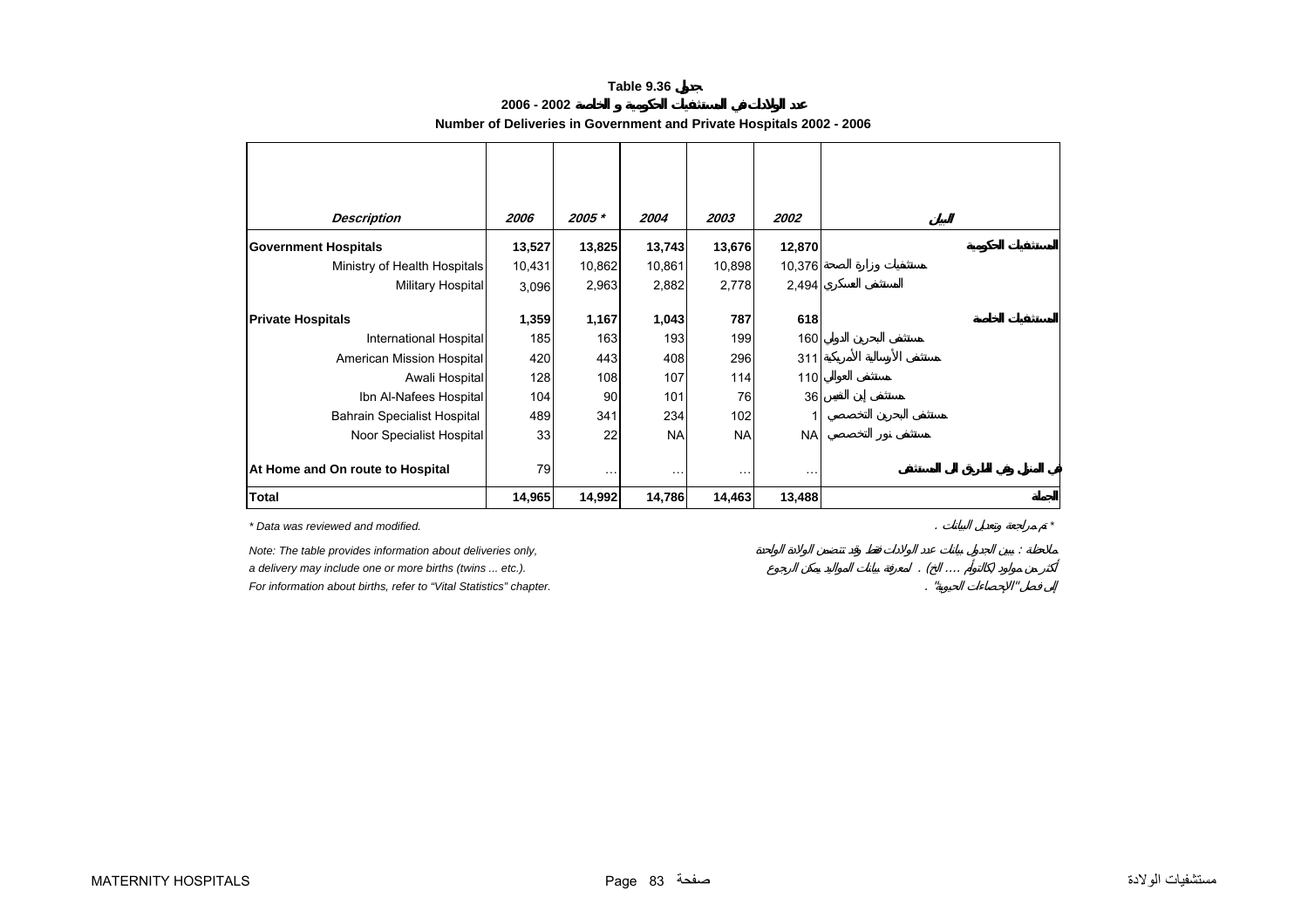**Table 9.36 جدول**

**عدد الولادات في المستشفيات الحكومية و الخاصة 2002 - 2006**

**Number of Deliveries in Government and Private Hospitals 2002 - 2006**

| *Description* | *2006* | *2005 \** | *2004* | *2003* | *2002* | *البيان* |
|---|---|---|---|---|---|---|
| **Government Hospitals** | **13,527** | **13,825** | **13,743** | **13,676** | **12,870** | **المستشفيات الحكومية** |
| Ministry of Health Hospitals | 10,431 | 10,862 | 10,861 | 10,898 | 10,376 | مستشفيات وزارة الصحة |
| Military Hospital | 3,096 | 2,963 | 2,882 | 2,778 | 2,494 | المستشفى العسكري |
| **Private Hospitals** | **1,359** | **1,167** | **1,043** | **787** | **618** | **المستشفيات الخاصة** |
| International Hospital | 185 | 163 | 193 | 199 | 160 | مستشفى البحرين الدولي |
| American Mission Hospital | 420 | 443 | 408 | 296 | 311 | مستشفى الأرسالية الأمريكية |
| Awali Hospital | 128 | 108 | 107 | 114 | 110 | مستشفى العوالي |
| Ibn Al-Nafees Hospital | 104 | 90 | 101 | 76 | 36 | مستشفى إبن النفيس |
| Bahrain Specialist Hospital | 489 | 341 | 234 | 102 | 1 | مستشفى البحرين التخصصي |
| Noor Specialist Hospital | 33 | 22 | NA | NA | NA | مستشفى نور التخصصي |
| **At Home and On route to Hospital** | 79 | … | … | … | … | **في المنزل وفي الطريق الى المستشفى** |
| **Total** | **14,965** | **14,992** | **14,786** | **14,463** | **13,488** | **الجملة** |

*\* Data was reviewed and modified.*

*\* تم مراجعة وتعديل البيانات .*

*Note: The table provides information about deliveries only, a delivery may include one or more births (twins ... etc.). For information about births, refer to "Vital Statistics" chapter.*

*ملاحظة : يبين الجدول بيانات عدد الولادات فقط وقد تتضمن الولادة الواحدة أكثر من مولود (كالتوأم .... الخ) . لمعرفة بيانات المواليد يمكن الرجوع إلى فصل "الإحصاءات الحيوية" .*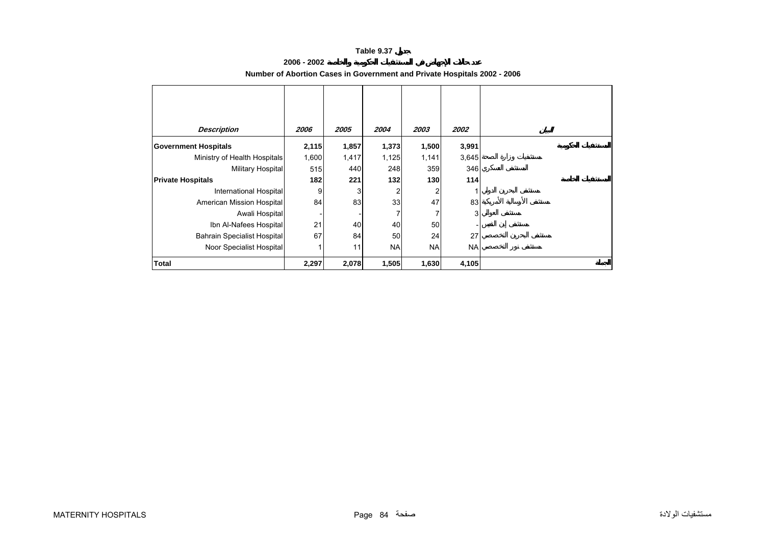**Table 9.37 جدول**

**عدد حالات الإجهاض في المستشفيات الحكومية والخاصة 2002 - 2006**

**Number of Abortion Cases in Government and Private Hospitals 2002 - 2006**

| *Description* | *2006* | *2005* | *2004* | *2003* | *2002* | البيان |
|---|---|---|---|---|---|---|
| **Government Hospitals** | **2,115** | **1,857** | **1,373** | **1,500** | **3,991** | **المستشفيات الحكومية** |
| Ministry of Health Hospitals | 1,600 | 1,417 | 1,125 | 1,141 | 3,645 | مستشفيات وزارة الصحة |
| Military Hospital | 515 | 440 | 248 | 359 | 346 | المستشفى العسكري |
| **Private Hospitals** | **182** | **221** | **132** | **130** | **114** | **المستشفيات الخاصة** |
| International Hospital | 9 | 3 | 2 | 2 | 1 | مستشفى البحرين الدولي |
| American Mission Hospital | 84 | 83 | 33 | 47 | 83 | مستشفى الأرسالية الأمريكية |
| Awali Hospital | - | - | 7 | 7 | 3 | مستشفى العوالي |
| Ibn Al-Nafees Hospital | 21 | 40 | 40 | 50 | - | مستشفى إبن النفيس |
| Bahrain Specialist Hospital | 67 | 84 | 50 | 24 | 27 | مستشفى البحرين التخصصي |
| Noor Specialist Hospital | 1 | 11 | NA | NA | NA | مستشفى نور التخصصي |
| **Total** | **2,297** | **2,078** | **1,505** | **1,630** | **4,105** | **الجملة** |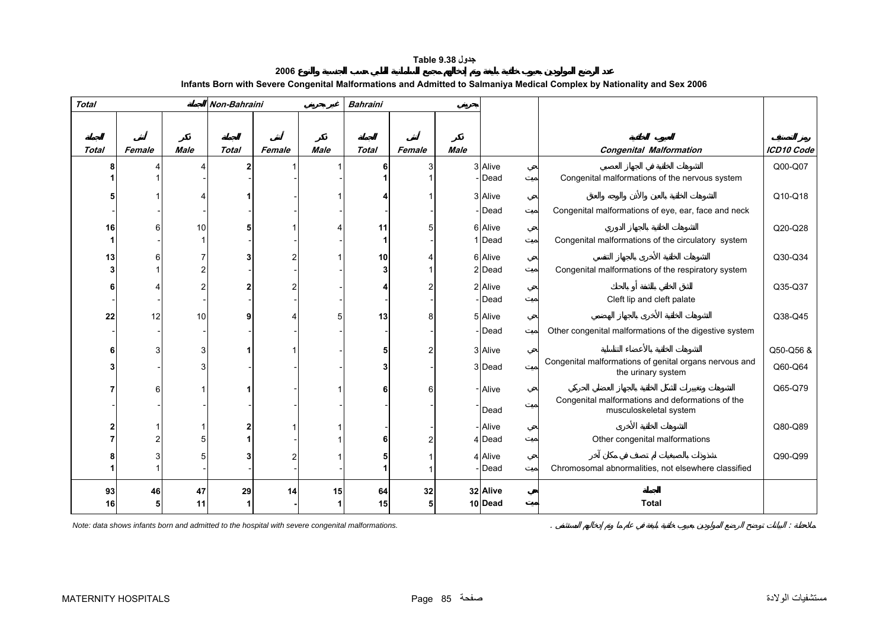# Table 9.38 جدول

## عدد الرضع المولودين بعيوب خلقية بليغة وتم إدخالهم مجمع السلمانية الطبي حسب الجنسية والنوع 2006

## Infants Born with Severe Congenital Malformations and Admitted to Salmaniya Medical Complex by Nationality and Sex 2006

| Total | | | Non-Bahraini | | | Bahraini | | | | | | |
|---|---|---|---|---|---|---|---|---|---|---|---|---|
| الجملة Total | أنثى Female | ذكر Male | الجملة Total | أنثى Female | ذكر Male | الجملة Total | أنثى Female | ذكر Male | | | التشوهات الخلقية Congenital Malformation | رمز التصنيف ICD10 Code |
| **8** | 4 | 4 | **2** | 1 | 1 | **6** | 3 | 3 | Alive | حي | التشوهات الخلقية في الجهاز العصبي | Q00-Q07 |
| **1** | 1 | - | - | - | - | **1** | 1 | - | Dead | ميت | Congenital malformations of the nervous system | |
| **5** | 1 | 4 | **1** | - | 1 | **4** | 1 | 3 | Alive | حي | التشوهات الخلقية بالعين والأذن والوجه والعنق | Q10-Q18 |
| - | - | - | - | - | - | - | - | - | Dead | ميت | Congenital malformations of eye, ear, face and neck | |
| **16** | 6 | 10 | **5** | 1 | 4 | **11** | 5 | 6 | Alive | حي | التشوهات الخلقية بالجهاز الدوري | Q20-Q28 |
| **1** | - | 1 | - | - | - | **1** | - | 1 | Dead | ميت | Congenital malformations of the circulatory system | |
| **13** | 6 | 7 | **3** | 2 | 1 | **10** | 4 | 6 | Alive | حي | التشوهات الخلقية الأخرى بالجهاز التنفسي | Q30-Q34 |
| **3** | 1 | 2 | - | - | - | **3** | 1 | 2 | Dead | ميت | Congenital malformations of the respiratory system | |
| **6** | 4 | 2 | **2** | 2 | - | **4** | 2 | 2 | Alive | حي | الشق الخلقي بالشفة أو بالحنك | Q35-Q37 |
| - | - | - | - | - | - | - | - | - | Dead | ميت | Cleft lip and cleft palate | |
| **22** | 12 | 10 | **9** | 4 | 5 | **13** | 8 | 5 | Alive | حي | التشوهات الخلقية الأخرى بالجهاز الهضمي | Q38-Q45 |
| - | - | - | - | - | - | - | - | - | Dead | ميت | Other congenital malformations of the digestive system | |
| **6** | 3 | 3 | **1** | 1 | - | **5** | 2 | 3 | Alive | حي | التشوهات الخلقية بالأعضاء التناسلية | Q50-Q56 & |
| **3** | - | 3 | - | - | - | **3** | - | 3 | Dead | ميت | Congenital malformations of genital organs nervous and the urinary system | Q60-Q64 |
| **7** | 6 | 1 | **1** | - | 1 | **6** | 6 | - | Alive | حي | التشوهات وتغييرات الشكل الخلقية بالجهاز العضلي الحركي | Q65-Q79 |
| - | - | - | - | - | - | - | - | - | Dead | ميت | Congenital malformations and deformations of the musculoskeletal system | |
| **2** | 1 | 1 | **2** | 1 | 1 | - | - | - | Alive | حي | التشوهات الخلقية الأخرى | Q80-Q89 |
| **7** | 2 | 5 | **1** | - | 1 | **6** | 2 | 4 | Dead | ميت | Other congenital malformations | |
| **8** | 3 | 5 | **3** | 2 | 1 | **5** | 1 | 4 | Alive | حي | شذوذات بالصبغيات لم تصنف في مكان آخر | Q90-Q99 |
| **1** | 1 | - | - | - | - | **1** | 1 | - | Dead | ميت | Chromosomal abnormalities, not elsewhere classified | |
| **93** | **46** | **47** | **29** | **14** | **15** | **64** | **32** | **32** | **Alive** | **حي** | **الجملة** | |
| **16** | **5** | **11** | **1** | **-** | **1** | **15** | **5** | **10** | **Dead** | **ميت** | **Total** | |

*Note: data shows infants born and admitted to the hospital with severe congenital malformations.*

ملاحظة : البيانات توضح الرضع المولودين بعيوب خلقية بليغة في عام و تم إدخالهم المستشفى .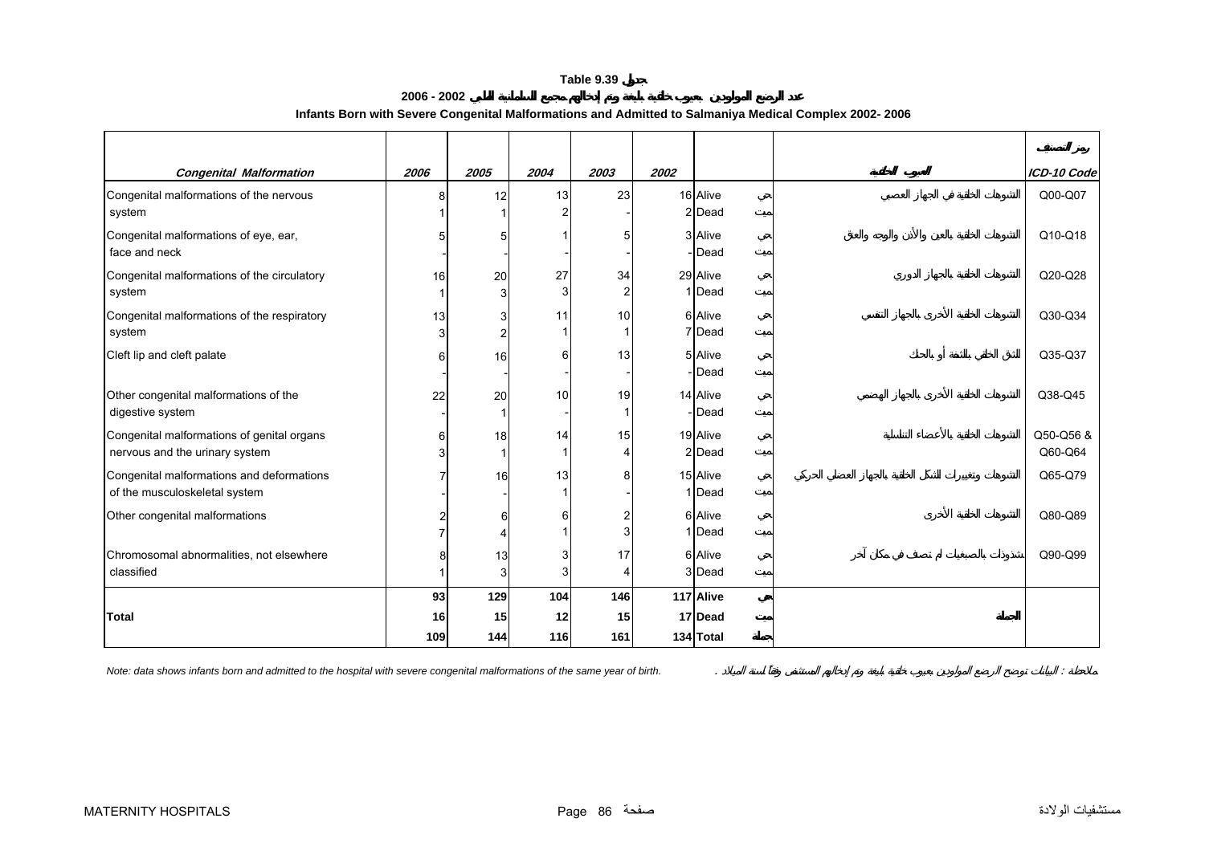**Table 9.39 جدول**

**عدد الرضع المولودين بعيوب خلقية بليغة وتم إدخالهم مجمع السلمانية الطبي 2002 - 2006**

**Infants Born with Severe Congenital Malformations and Admitted to Salmaniya Medical Complex 2002- 2006**

| *Congenital Malformation* | *2006* | *2005* | *2004* | *2003* | *2002* | | | العيوب الخلقية | رمز التصنيف *ICD-10 Code* |
|---|---|---|---|---|---|---|---|---|---|
| Congenital malformations of the nervous system | 8 | 12 | 13 | 23 | 16 | Alive | حي | التشوهات الخلقية في الجهاز العصبي | Q00-Q07 |
| | 1 | 1 | 2 | - | 2 | Dead | ميت | | |
| Congenital malformations of eye, ear, face and neck | 5 | 5 | 1 | 5 | 3 | Alive | حي | التشوهات الخلقية بالعين والأذن والوجه والعنق | Q10-Q18 |
| | - | - | - | - | - | Dead | ميت | | |
| Congenital malformations of the circulatory system | 16 | 20 | 27 | 34 | 29 | Alive | حي | التشوهات الخلقية بالجهاز الدوري | Q20-Q28 |
| | 1 | 3 | 3 | 2 | 1 | Dead | ميت | | |
| Congenital malformations of the respiratory system | 13 | 3 | 11 | 10 | 6 | Alive | حي | التشوهات الخلقية الأخرى بالجهاز التنفسي | Q30-Q34 |
| | 3 | 2 | 1 | 1 | 7 | Dead | ميت | | |
| Cleft lip and cleft palate | 6 | 16 | 6 | 13 | 5 | Alive | حي | الشق الخلقي بالشفة أو بالحنك | Q35-Q37 |
| | - | - | - | - | - | Dead | ميت | | |
| Other congenital malformations of the digestive system | 22 | 20 | 10 | 19 | 14 | Alive | حي | التشوهات الخلقية الأخرى بالجهاز الهضمي | Q38-Q45 |
| | - | 1 | - | 1 | - | Dead | ميت | | |
| Congenital malformations of genital organs nervous and the urinary system | 6 | 18 | 14 | 15 | 19 | Alive | حي | التشوهات الخلقية بالأعضاء التناسلية | Q50-Q56 & Q60-Q64 |
| | 3 | 1 | 1 | 4 | 2 | Dead | ميت | | |
| Congenital malformations and deformations of the musculoskeletal system | 7 | 16 | 13 | 8 | 15 | Alive | حي | التشوهات وتغييرات الشكل الخلقية بالجهاز العضلي الحركي | Q65-Q79 |
| | - | - | 1 | - | 1 | Dead | ميت | | |
| Other congenital malformations | 2 | 6 | 6 | 2 | 6 | Alive | حي | التشوهات الخلقية الأخرى | Q80-Q89 |
| | 7 | 4 | 1 | 3 | 1 | Dead | ميت | | |
| Chromosomal abnormalities, not elsewhere classified | 8 | 13 | 3 | 17 | 6 | Alive | حي | شذوذات بالصبغيات لم تصنف في مكان آخر | Q90-Q99 |
| | 1 | 3 | 3 | 4 | 3 | Dead | ميت | | |
| | **93** | **129** | **104** | **146** | **117** | **Alive** | **حي** | | |
| **Total** | **16** | **15** | **12** | **15** | **17** | **Dead** | **ميت** | **الجملة** | |
| | **109** | **144** | **116** | **161** | **134** | **Total** | **الجملة** | | |

*Note: data shows infants born and admitted to the hospital with severe congenital malformations of the same year of birth.*

ملاحظة : البيانات توضح الرضع المولودين بعيوب خلقية بليغة وتم إدخالهم المستشفى وفقاً لسنة الميلاد .